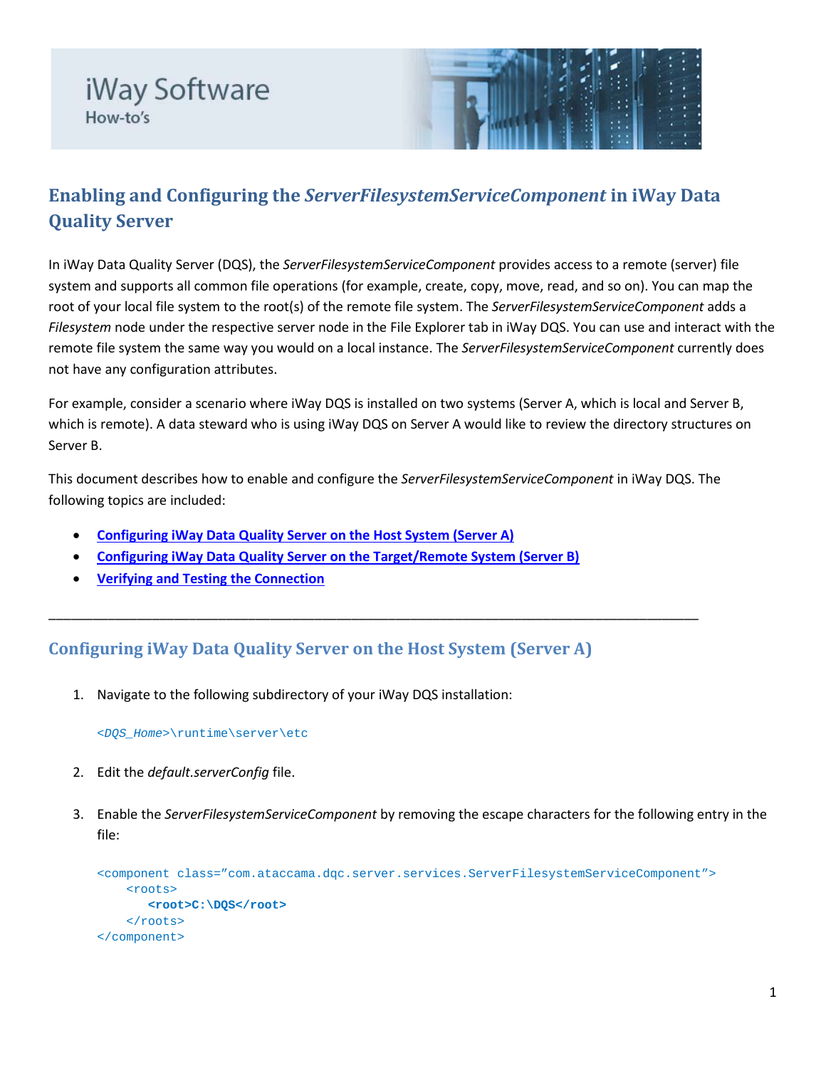iWay Software
How-to's

# Enabling and Configuring the *ServerFilesystemServiceComponent* in iWay Data Quality Server

In iWay Data Quality Server (DQS), the *ServerFilesystemServiceComponent* provides access to a remote (server) file system and supports all common file operations (for example, create, copy, move, read, and so on). You can map the root of your local file system to the root(s) of the remote file system. The *ServerFilesystemServiceComponent* adds a *Filesystem* node under the respective server node in the File Explorer tab in iWay DQS. You can use and interact with the remote file system the same way you would on a local instance. The *ServerFilesystemServiceComponent* currently does not have any configuration attributes.

For example, consider a scenario where iWay DQS is installed on two systems (Server A, which is local and Server B, which is remote). A data steward who is using iWay DQS on Server A would like to review the directory structures on Server B.

This document describes how to enable and configure the *ServerFilesystemServiceComponent* in iWay DQS. The following topics are included:

- Configuring iWay Data Quality Server on the Host System (Server A)
- Configuring iWay Data Quality Server on the Target/Remote System (Server B)
- Verifying and Testing the Connection

---

## Configuring iWay Data Quality Server on the Host System (Server A)

1. Navigate to the following subdirectory of your iWay DQS installation:

   ```
   <DQS_Home>\runtime\server\etc
   ```

2. Edit the *default.serverConfig* file.

3. Enable the *ServerFilesystemServiceComponent* by removing the escape characters for the following entry in the file:

   ```
   <component class=”com.ataccama.dqc.server.services.ServerFilesystemServiceComponent”>
       <roots>
          <root>C:\DQS</root>
       </roots>
   </component>
   ```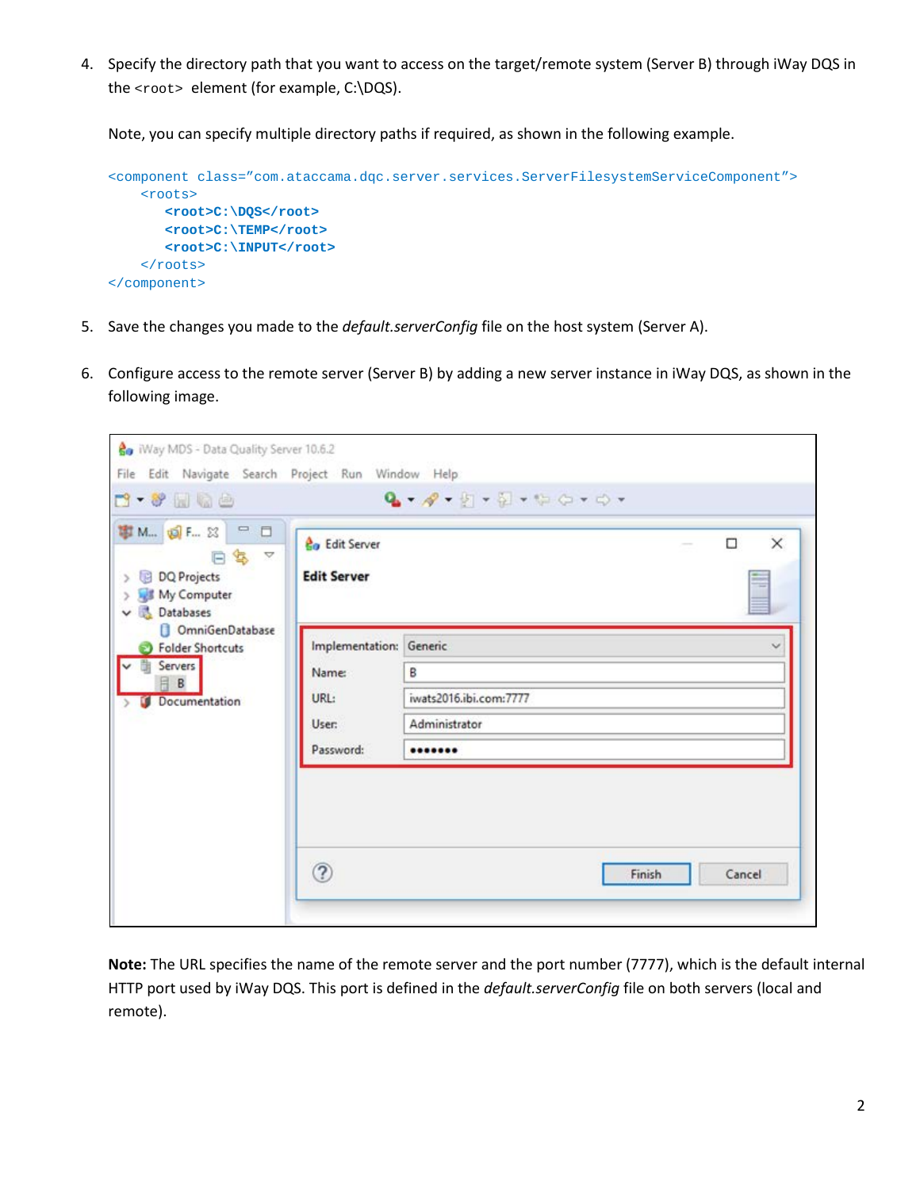4. Specify the directory path that you want to access on the target/remote system (Server B) through iWay DQS in the `<root>` element (for example, C:\DQS).

   Note, you can specify multiple directory paths if required, as shown in the following example.

```
<component class="com.ataccama.dqc.server.services.ServerFilesystemServiceComponent">
    <roots>
        <root>C:\DQS</root>
        <root>C:\TEMP</root>
        <root>C:\INPUT</root>
    </roots>
</component>
```

5. Save the changes you made to the *default.serverConfig* file on the host system (Server A).

6. Configure access to the remote server (Server B) by adding a new server instance in iWay DQS, as shown in the following image.

**Note:** The URL specifies the name of the remote server and the port number (7777), which is the default internal HTTP port used by iWay DQS. This port is defined in the *default.serverConfig* file on both servers (local and remote).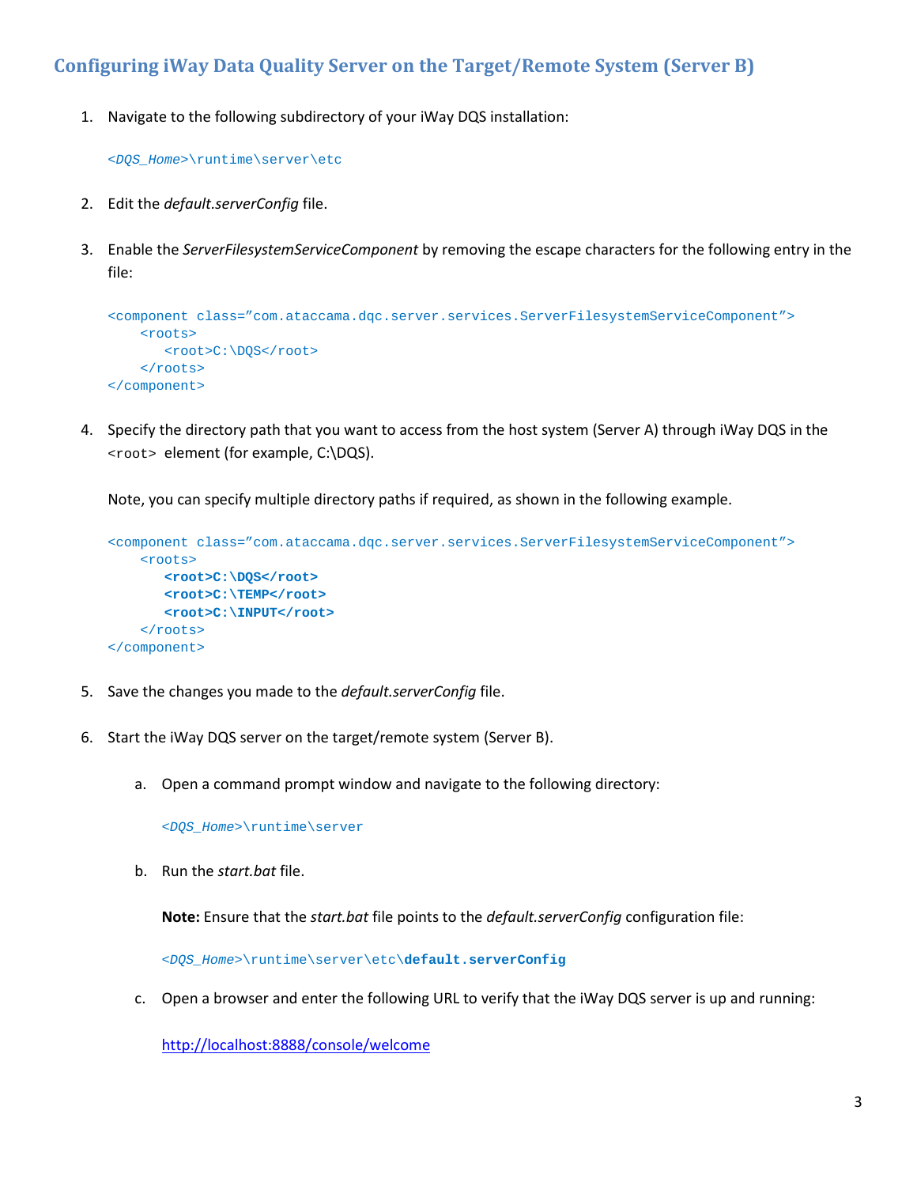## Configuring iWay Data Quality Server on the Target/Remote System (Server B)

1. Navigate to the following subdirectory of your iWay DQS installation:

   ```
   <DQS_Home>\runtime\server\etc
   ```

2. Edit the *default.serverConfig* file.

3. Enable the *ServerFilesystemServiceComponent* by removing the escape characters for the following entry in the file:

   ```
   <component class="com.ataccama.dqc.server.services.ServerFilesystemServiceComponent">
       <roots>
          <root>C:\DQS</root>
       </roots>
   </component>
   ```

4. Specify the directory path that you want to access from the host system (Server A) through iWay DQS in the `<root>` element (for example, C:\DQS).

   Note, you can specify multiple directory paths if required, as shown in the following example.

   ```
   <component class="com.ataccama.dqc.server.services.ServerFilesystemServiceComponent">
       <roots>
          <root>C:\DQS</root>
          <root>C:\TEMP</root>
          <root>C:\INPUT</root>
       </roots>
   </component>
   ```

5. Save the changes you made to the *default.serverConfig* file.

6. Start the iWay DQS server on the target/remote system (Server B).

   a. Open a command prompt window and navigate to the following directory:

      ```
      <DQS_Home>\runtime\server
      ```

   b. Run the *start.bat* file.

      **Note:** Ensure that the *start.bat* file points to the *default.serverConfig* configuration file:

      ```
      <DQS_Home>\runtime\server\etc\default.serverConfig
      ```

   c. Open a browser and enter the following URL to verify that the iWay DQS server is up and running:

      http://localhost:8888/console/welcome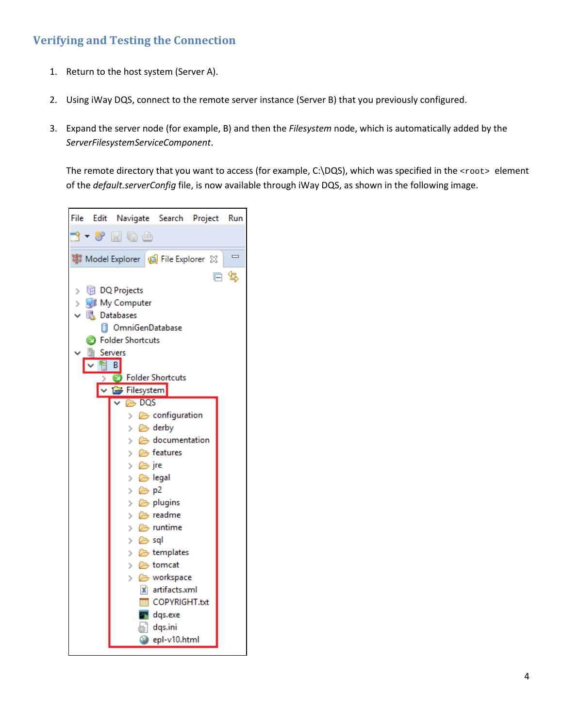## Verifying and Testing the Connection

1. Return to the host system (Server A).

2. Using iWay DQS, connect to the remote server instance (Server B) that you previously configured.

3. Expand the server node (for example, B) and then the *Filesystem* node, which is automatically added by the *ServerFilesystemServiceComponent*.

   The remote directory that you want to access (for example, C:\DQS), which was specified in the `<root>` element of the *default.serverConfig* file, is now available through iWay DQS, as shown in the following image.